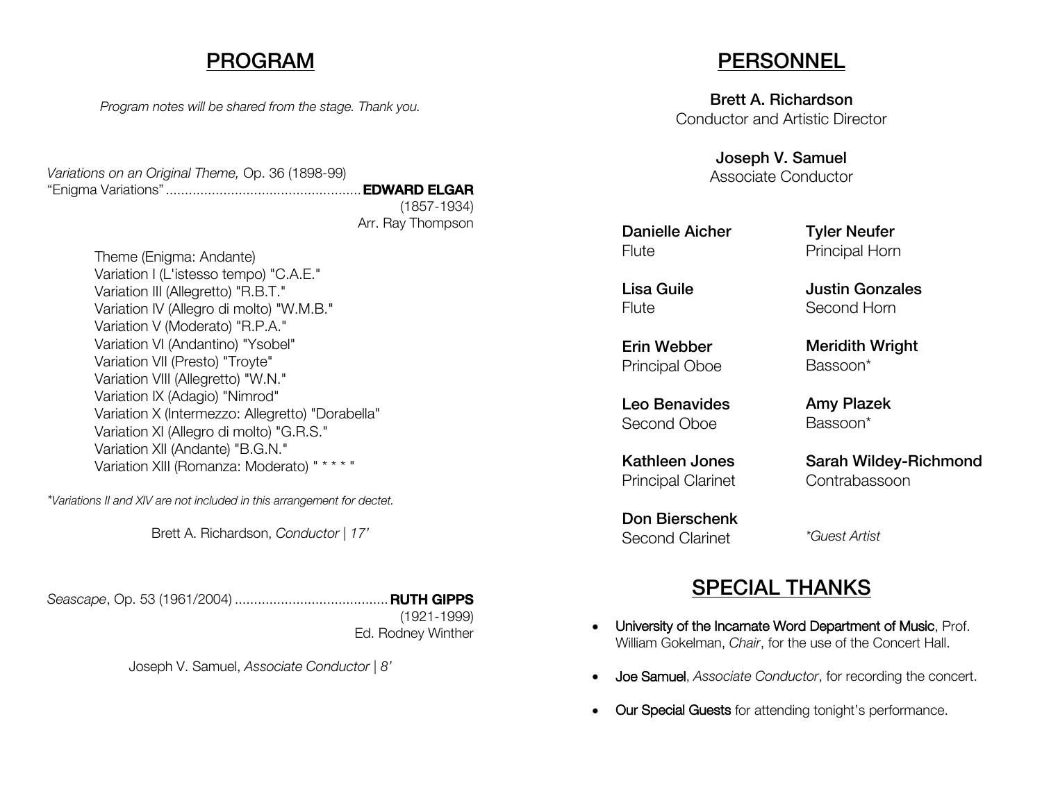## PROGRAM

*Program notes will be shared from the stage. Thank you.*

*Variations on an Original Theme,* Op. 36 (1898-99)
"Enigma Variations" .................................................. **EDWARD ELGAR**
(1857-1934)
Arr. Ray Thompson

- Theme (Enigma: Andante)
- Variation I (L'istesso tempo) "C.A.E."
- Variation III (Allegretto) "R.B.T."
- Variation IV (Allegro di molto) "W.M.B."
- Variation V (Moderato) "R.P.A."
- Variation VI (Andantino) "Ysobel"
- Variation VII (Presto) "Troyte"
- Variation VIII (Allegretto) "W.N."
- Variation IX (Adagio) "Nimrod"
- Variation X (Intermezzo: Allegretto) "Dorabella"
- Variation XI (Allegro di molto) "G.R.S."
- Variation XII (Andante) "B.G.N."
- Variation XIII (Romanza: Moderato) " * * * * "

*\*Variations II and XIV are not included in this arrangement for dectet.*

Brett A. Richardson, *Conductor | 17'*

*Seascape*, Op. 53 (1961/2004) ........................................ **RUTH GIPPS**
(1921-1999)
Ed. Rodney Winther

Joseph V. Samuel, *Associate Conductor | 8'*

## PERSONNEL

**Brett A. Richardson**
Conductor and Artistic Director

**Joseph V. Samuel**
Associate Conductor

**Danielle Aicher**
Flute

**Lisa Guile**
Flute

**Erin Webber**
Principal Oboe

**Leo Benavides**
Second Oboe

**Kathleen Jones**
Principal Clarinet

**Don Bierschenk**
Second Clarinet

**Tyler Neufer**
Principal Horn

**Justin Gonzales**
Second Horn

**Meridith Wright**
Bassoon*

**Amy Plazek**
Bassoon*

**Sarah Wildey-Richmond**
Contrabassoon

*\*Guest Artist*

## SPECIAL THANKS

- University of the Incarnate Word Department of Music, Prof. William Gokelman, *Chair*, for the use of the Concert Hall.
- Joe Samuel, *Associate Conductor*, for recording the concert.
- Our Special Guests for attending tonight's performance.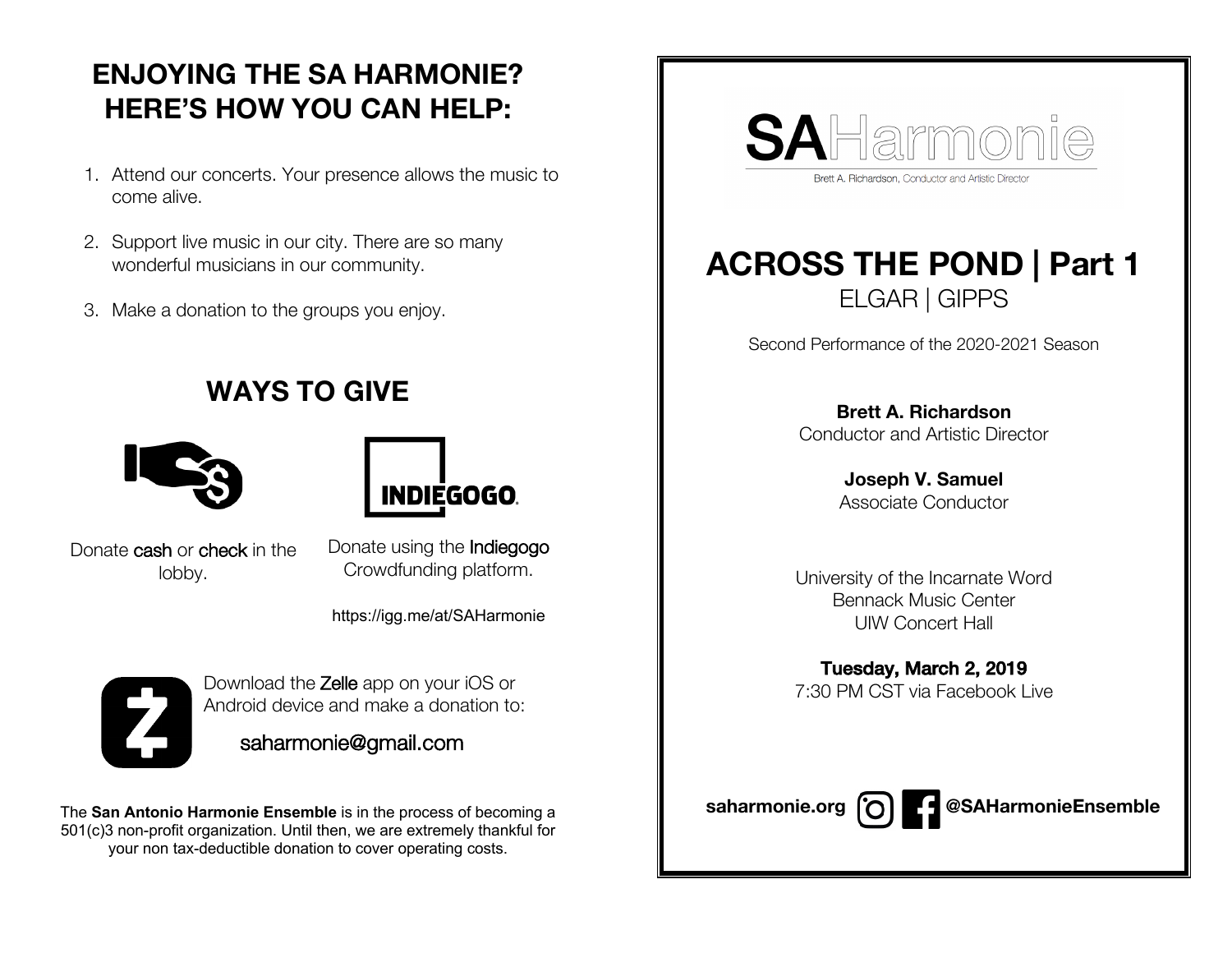## ENJOYING THE SA HARMONIE? HERE'S HOW YOU CAN HELP:

1. Attend our concerts. Your presence allows the music to come alive.
2. Support live music in our city. There are so many wonderful musicians in our community.
3. Make a donation to the groups you enjoy.

## WAYS TO GIVE

Donate cash or check in the lobby.

Donate using the Indiegogo Crowdfunding platform.

https://igg.me/at/SAHarmonie

Download the Zelle app on your iOS or Android device and make a donation to:

saharmonie@gmail.com

The **San Antonio Harmonie Ensemble** is in the process of becoming a 501(c)3 non-profit organization. Until then, we are extremely thankful for your non tax-deductible donation to cover operating costs.

---

**SA**Harmonie

Brett A. Richardson, Conductor and Artistic Director

# ACROSS THE POND | Part 1

ELGAR | GIPPS

Second Performance of the 2020-2021 Season

**Brett A. Richardson**
Conductor and Artistic Director

**Joseph V. Samuel**
Associate Conductor

University of the Incarnate Word
Bennack Music Center
UIW Concert Hall

**Tuesday, March 2, 2019**
7:30 PM CST via Facebook Live

**saharmonie.org** **@SAHarmonieEnsemble**